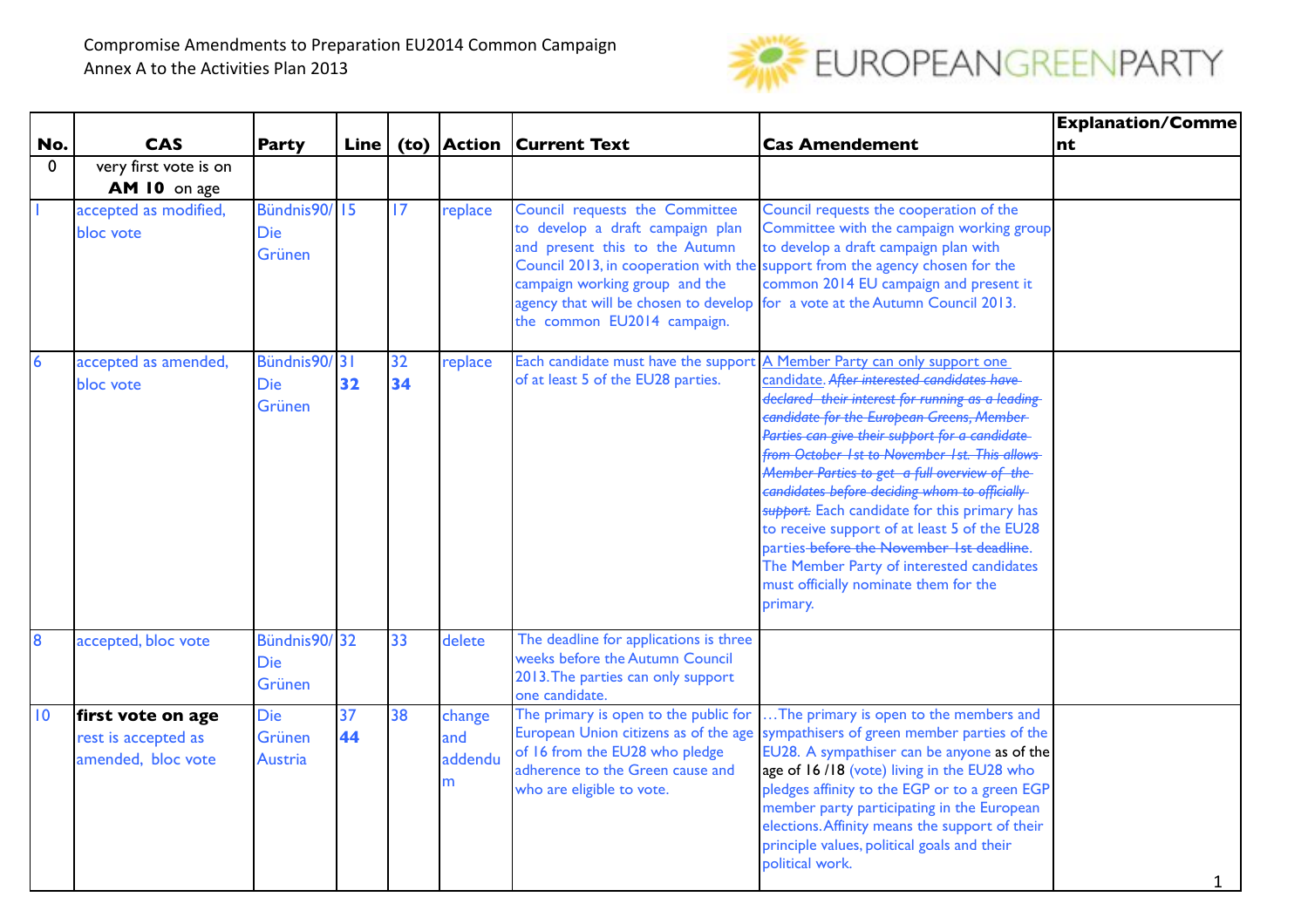Compromise Amendments to Preparation EU2014 Common Campaign
Annex A to the Activities Plan 2013

| No. | CAS | Party | Line | (to) | Action | Current Text | Cas Amendement | Explanation/Comment |
|---|---|---|---|---|---|---|---|---|
| 0 | very first vote is on **AM 10** on age | | | | | | | |
| 1 | accepted as modified, bloc vote | Bündnis90/ Die Grünen | 15 | 17 | replace | Council requests the Committee to develop a draft campaign plan and present this to the Autumn Council 2013, in cooperation with the campaign working group and the agency that will be chosen to develop the common EU2014 campaign. | Council requests the cooperation of the Committee with the campaign working group to develop a draft campaign plan with support from the agency chosen for the common 2014 EU campaign and present it for a vote at the Autumn Council 2013. | |
| 6 | accepted as amended, bloc vote | Bündnis90/ Die Grünen | 31 **32** | 32 **34** | replace | Each candidate must have the support of at least 5 of the EU28 parties. | A Member Party can only support one candidate. ~~After interested candidates have declared their interest for running as a leading candidate for the European Greens, Member Parties can give their support for a candidate from October 1st to November 1st. This allows Member Parties to get a full overview of the candidates before deciding whom to officially support.~~ Each candidate for this primary has to receive support of at least 5 of the EU28 parties ~~before the November 1st deadline~~. The Member Party of interested candidates must officially nominate them for the primary. | |
| 8 | accepted, bloc vote | Bündnis90/ Die Grünen | 32 | 33 | delete | The deadline for applications is three weeks before the Autumn Council 2013. The parties can only support one candidate. | | |
| 10 | **first vote on age** rest is accepted as amended, bloc vote | Die Grünen Austria | 37 **44** | 38 | change and addendum | The primary is open to the public for European Union citizens as of the age of 16 from the EU28 who pledge adherence to the Green cause and who are eligible to vote. | …The primary is open to the members and sympathisers of green member parties of the EU28. A sympathiser can be anyone as of the age of 16 /18 (vote) living in the EU28 who pledges affinity to the EGP or to a green EGP member party participating in the European elections. Affinity means the support of their principle values, political goals and their political work. | |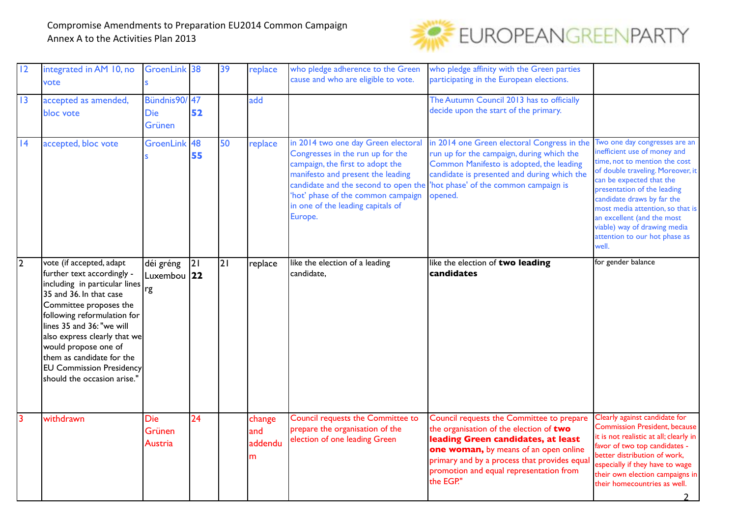Compromise Amendments to Preparation EU2014 Common Campaign
Annex A to the Activities Plan 2013

| | | | | | | | | |
|---|---|---|---|---|---|---|---|---|
| 12 | integrated in AM 10, no vote | GroenLinks | 38 | 39 | replace | who pledge adherence to the Green cause and who are eligible to vote. | who pledge affinity with the Green parties participating in the European elections. | |
| 13 | accepted as amended, bloc vote | Bündnis90/ Die Grünen | 47 **52** | | add | | The Autumn Council 2013 has to officially decide upon the start of the primary. | |
| 14 | accepted, bloc vote | GroenLinks | 48 **55** | 50 | replace | in 2014 two one day Green electoral Congresses in the run up for the campaign, the first to adopt the manifesto and present the leading candidate and the second to open the 'hot' phase of the common campaign in one of the leading capitals of Europe. | in 2014 one Green electoral Congress in the run up for the campaign, during which the Common Manifesto is adopted, the leading candidate is presented and during which the 'hot phase' of the common campaign is opened. | Two one day congresses are an inefficient use of money and time, not to mention the cost of double traveling. Moreover, it can be expected that the presentation of the leading candidate draws by far the most media attention, so that is an excellent (and the most viable) way of drawing media attention to our hot phase as well. |
| 2 | vote (if accepted, adapt further text accordingly - including in particular lines 35 and 36. In that case Committee proposes the following reformulation for lines 35 and 36: "we will also express clearly that we would propose one of them as candidate for the EU Commission Presidency should the occasion arise." | déi gréng Luxembourg | 21 **22** | 21 | replace | like the election of a leading candidate, | like the election of **two leading candidates** | for gender balance |
| 3 | withdrawn | Die Grünen Austria | 24 | | change and addendum | Council requests the Committee to prepare the organisation of the election of one leading Green | Council requests the Committee to prepare the organisation of the election of **two leading Green candidates, at least one woman,** by means of an open online primary and by a process that provides equal promotion and equal representation from the EGP." | Clearly against candidate for Commission President, because it is not realistic at all; clearly in favor of two top candidates - better distribution of work, especially if they have to wage their own election campaigns in their homecountries as well. |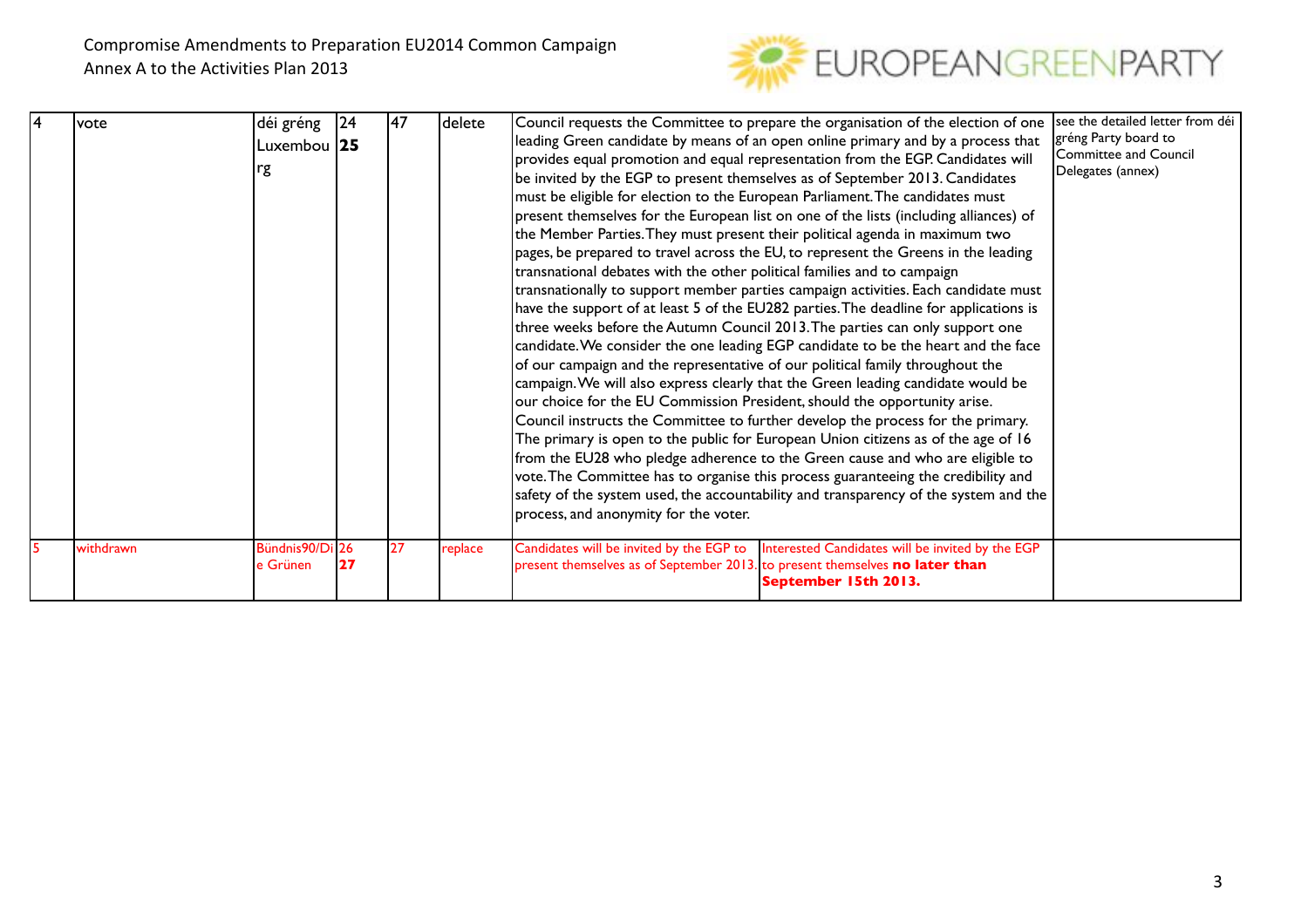| 4 | vote | déi gréng Luxembourg | 24 **25** | 47 | delete | Council requests the Committee to prepare the organisation of the election of one leading Green candidate by means of an open online primary and by a process that provides equal promotion and equal representation from the EGP. Candidates will be invited by the EGP to present themselves as of September 2013. Candidates must be eligible for election to the European Parliament. The candidates must present themselves for the European list on one of the lists (including alliances) of the Member Parties. They must present their political agenda in maximum two pages, be prepared to travel across the EU, to represent the Greens in the leading transnational debates with the other political families and to campaign transnationally to support member parties campaign activities. Each candidate must have the support of at least 5 of the EU282 parties. The deadline for applications is three weeks before the Autumn Council 2013. The parties can only support one candidate. We consider the one leading EGP candidate to be the heart and the face of our campaign and the representative of our political family throughout the campaign. We will also express clearly that the Green leading candidate would be our choice for the EU Commission President, should the opportunity arise. Council instructs the Committee to further develop the process for the primary. The primary is open to the public for European Union citizens as of the age of 16 from the EU28 who pledge adherence to the Green cause and who are eligible to vote. The Committee has to organise this process guaranteeing the credibility and safety of the system used, the accountability and transparency of the system and the process, and anonymity for the voter. | | see the detailed letter from déi gréng Party board to Committee and Council Delegates (annex) |
|---|---|---|---|---|---|---|---|---|
| 5 | withdrawn | Bündnis90/Die Grünen | 26 **27** | 27 | replace | Candidates will be invited by the EGP to present themselves as of September 2013. | Interested Candidates will be invited by the EGP to present themselves **no later than September 15th 2013.** | |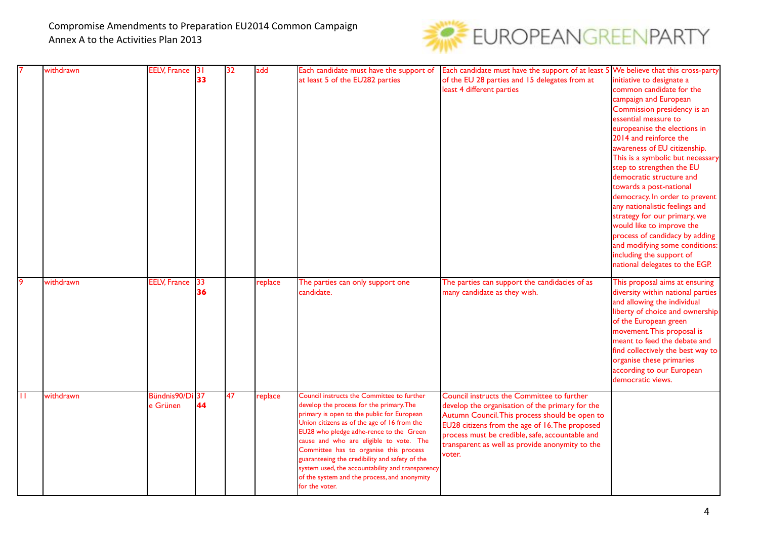Compromise Amendments to Preparation EU2014 Common Campaign
Annex A to the Activities Plan 2013

| | | | | | | | | |
|---|---|---|---|---|---|---|---|---|
| 7 | withdrawn | EELV, France | 31 **33** | 32 | add | Each candidate must have the support of at least 5 of the EU282 parties | Each candidate must have the support of at least 5 of the EU 28 parties and 15 delegates from at least 4 different parties | We believe that this cross-party initiative to designate a common candidate for the campaign and European Commission presidency is an essential measure to europeanise the elections in 2014 and reinforce the awareness of EU citizenship. This is a symbolic but necessary step to strengthen the EU democratic structure and towards a post-national democracy. In order to prevent any nationalistic feelings and strategy for our primary, we would like to improve the process of candidacy by adding and modifying some conditions: including the support of national delegates to the EGP. |
| 9 | withdrawn | EELV, France | 33 **36** | | replace | The parties can only support one candidate. | The parties can support the candidacies of as many candidate as they wish. | This proposal aims at ensuring diversity within national parties and allowing the individual liberty of choice and ownership of the European green movement. This proposal is meant to feed the debate and find collectively the best way to organise these primaries according to our European democratic views. |
| 11 | withdrawn | Bündnis90/Die Grünen | 37 **44** | 47 | replace | Council instructs the Committee to further develop the process for the primary. The primary is open to the public for European Union citizens as of the age of 16 from the EU28 who pledge adhe-rence to the Green cause and who are eligible to vote. The Committee has to organise this process guaranteeing the credibility and safety of the system used, the accountability and transparency of the system and the process, and anonymity for the voter. | Council instructs the Committee to further develop the organisation of the primary for the Autumn Council. This process should be open to EU28 citizens from the age of 16. The proposed process must be credible, safe, accountable and transparent as well as provide anonymity to the voter. | |